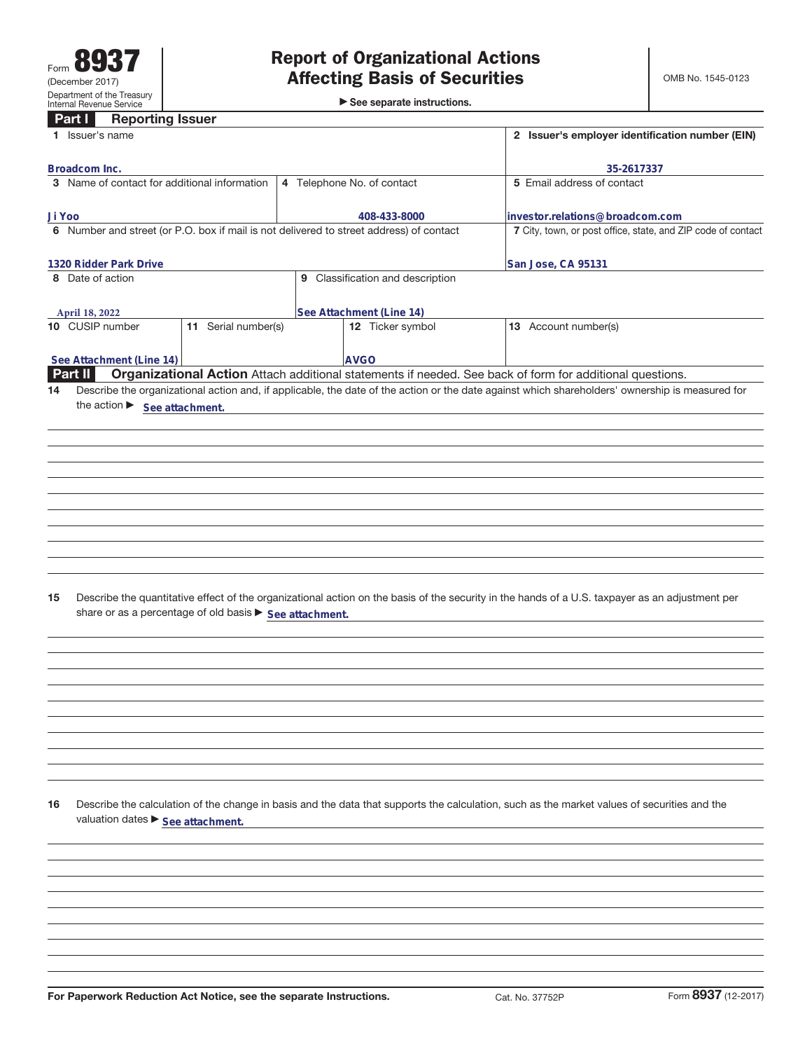Form **8937**
(December 2017)
Department of the Treasury
Internal Revenue Service

# Report of Organizational Actions Affecting Basis of Securities

▶ See separate instructions.

OMB No. 1545-0123

## Part I Reporting Issuer

| 1 Issuer's name | 2 Issuer's employer identification number (EIN) |
|---|---|
| Broadcom Inc. | 35-2617337 |

| 3 Name of contact for additional information | 4 Telephone No. of contact | 5 Email address of contact |
|---|---|---|
| Ji Yoo | 408-433-8000 | investor.relations@broadcom.com |

| 6 Number and street (or P.O. box if mail is not delivered to street address) of contact | 7 City, town, or post office, state, and ZIP code of contact |
|---|---|
| 1320 Ridder Park Drive | San Jose, CA 95131 |

| 8 Date of action | 9 Classification and description |
|---|---|
| April 18, 2022 | See Attachment (Line 14) |

| 10 CUSIP number | 11 Serial number(s) | 12 Ticker symbol | 13 Account number(s) |
|---|---|---|---|
| See Attachment (Line 14) | | AVGO | |

## Part II Organizational Action

Attach additional statements if needed. See back of form for additional questions.

**14** Describe the organizational action and, if applicable, the date of the action or the date against which shareholders' ownership is measured for the action ▶ See attachment.

**15** Describe the quantitative effect of the organizational action on the basis of the security in the hands of a U.S. taxpayer as an adjustment per share or as a percentage of old basis ▶ See attachment.

**16** Describe the calculation of the change in basis and the data that supports the calculation, such as the market values of securities and the valuation dates ▶ See attachment.

For Paperwork Reduction Act Notice, see the separate Instructions. Cat. No. 37752P Form **8937** (12-2017)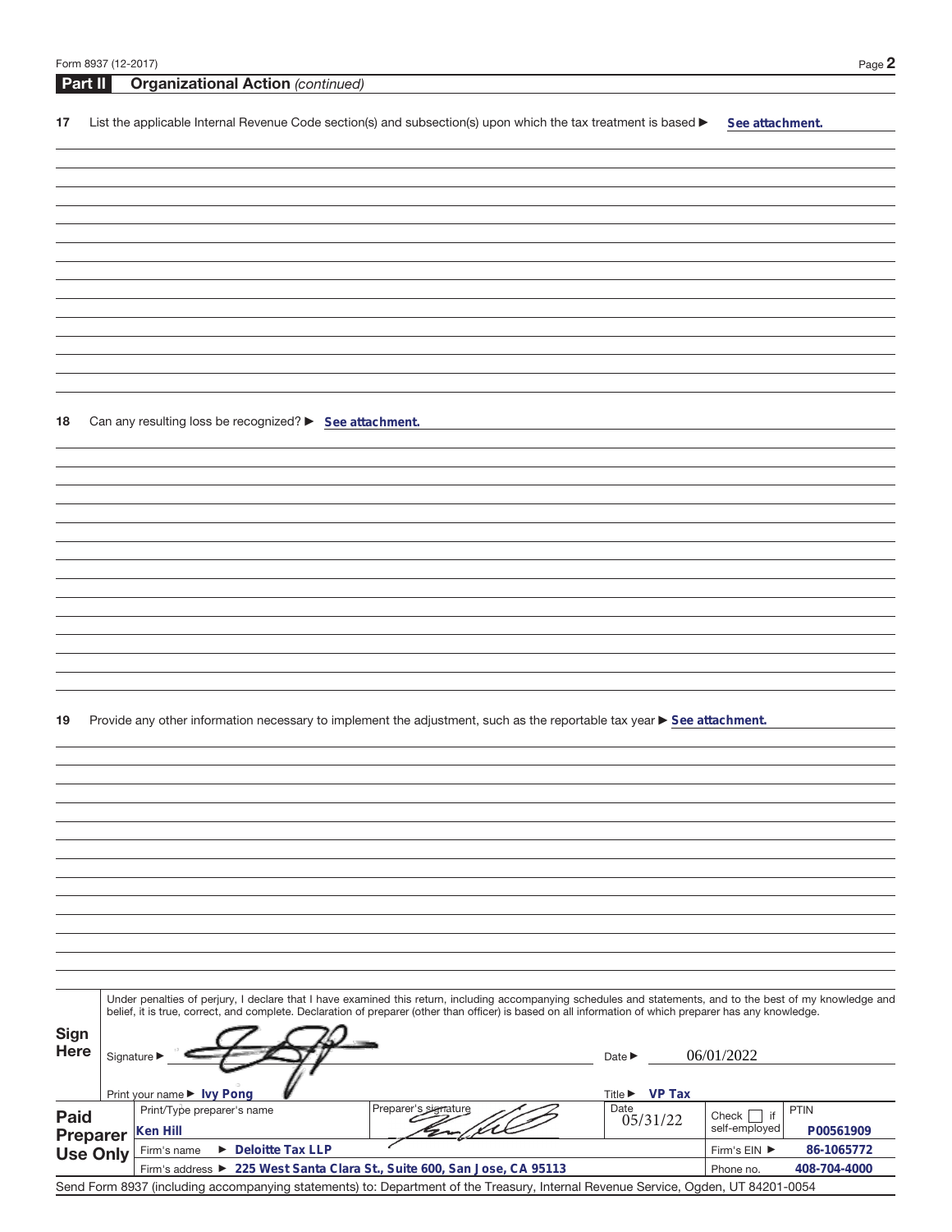Form 8937 (12-2017)

## Part II Organizational Action *(continued)*

**17** List the applicable Internal Revenue Code section(s) and subsection(s) upon which the tax treatment is based ▶ **See attachment.**

**18** Can any resulting loss be recognized? ▶ **See attachment.**

**19** Provide any other information necessary to implement the adjustment, such as the reportable tax year ▶ **See attachment.**

Under penalties of perjury, I declare that I have examined this return, including accompanying schedules and statements, and to the best of my knowledge and belief, it is true, correct, and complete. Declaration of preparer (other than officer) is based on all information of which preparer has any knowledge.

**Sign Here**

Signature ▶ [signature] Date ▶ 06/01/2022

Print your name ▶ **Ivy Pong** Title ▶ **VP Tax**

| **Paid Preparer Use Only** | Print/Type preparer's name | Preparer's signature | Date | Check ☐ if self-employed | PTIN |
|---|---|---|---|---|---|
| | **Ken Hill** | [signature] | 05/31/22 | | **P00561909** |
| | Firm's name ▶ **Deloitte Tax LLP** | | | Firm's EIN ▶ | **86-1065772** |
| | Firm's address ▶ **225 West Santa Clara St., Suite 600, San Jose, CA 95113** | | | Phone no. | **408-704-4000** |

Send Form 8937 (including accompanying statements) to: Department of the Treasury, Internal Revenue Service, Ogden, UT 84201-0054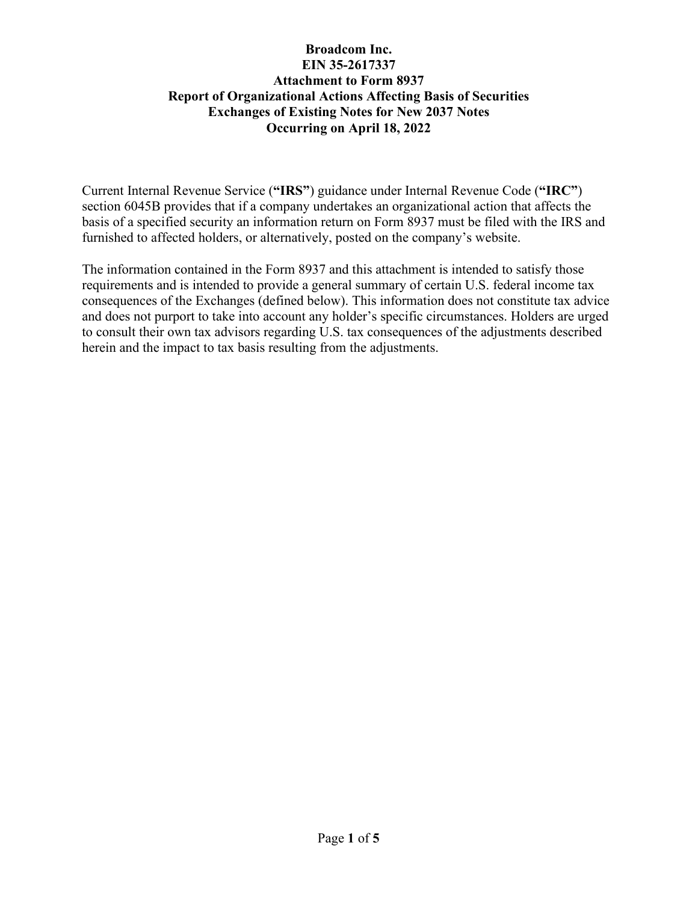**Broadcom Inc.**
**EIN 35-2617337**
**Attachment to Form 8937**
**Report of Organizational Actions Affecting Basis of Securities**
**Exchanges of Existing Notes for New 2037 Notes**
**Occurring on April 18, 2022**

Current Internal Revenue Service (**"IRS"**) guidance under Internal Revenue Code (**"IRC"**) section 6045B provides that if a company undertakes an organizational action that affects the basis of a specified security an information return on Form 8937 must be filed with the IRS and furnished to affected holders, or alternatively, posted on the company's website.

The information contained in the Form 8937 and this attachment is intended to satisfy those requirements and is intended to provide a general summary of certain U.S. federal income tax consequences of the Exchanges (defined below). This information does not constitute tax advice and does not purport to take into account any holder's specific circumstances. Holders are urged to consult their own tax advisors regarding U.S. tax consequences of the adjustments described herein and the impact to tax basis resulting from the adjustments.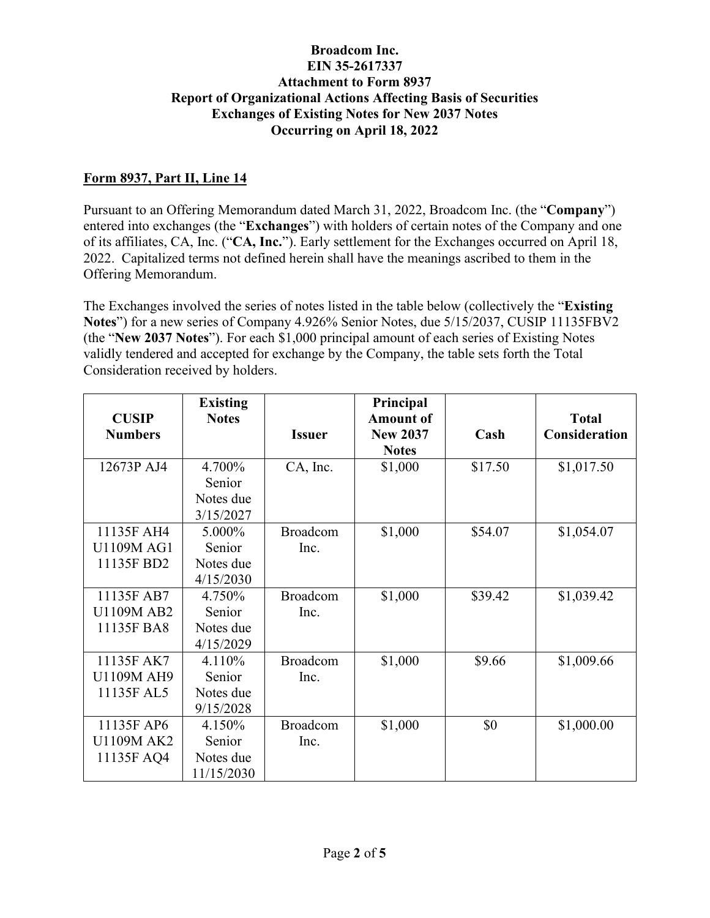**Broadcom Inc.**
**EIN 35-2617337**
**Attachment to Form 8937**
**Report of Organizational Actions Affecting Basis of Securities**
**Exchanges of Existing Notes for New 2037 Notes**
**Occurring on April 18, 2022**

**Form 8937, Part II, Line 14**

Pursuant to an Offering Memorandum dated March 31, 2022, Broadcom Inc. (the "**Company**") entered into exchanges (the "**Exchanges**") with holders of certain notes of the Company and one of its affiliates, CA, Inc. ("**CA, Inc.**"). Early settlement for the Exchanges occurred on April 18, 2022. Capitalized terms not defined herein shall have the meanings ascribed to them in the Offering Memorandum.

The Exchanges involved the series of notes listed in the table below (collectively the "**Existing Notes**") for a new series of Company 4.926% Senior Notes, due 5/15/2037, CUSIP 11135FBV2 (the "**New 2037 Notes**"). For each $1,000 principal amount of each series of Existing Notes validly tendered and accepted for exchange by the Company, the table sets forth the Total Consideration received by holders.

| CUSIP Numbers | Existing Notes | Issuer | Principal Amount of New 2037 Notes | Cash | Total Consideration |
|---|---|---|---|---|---|
| 12673P AJ4 | 4.700% Senior Notes due 3/15/2027 | CA, Inc. | $1,000 | $17.50 | $1,017.50 |
| 11135F AH4<br>U1109M AG1<br>11135F BD2 | 5.000% Senior Notes due 4/15/2030 | Broadcom Inc. | $1,000 | $54.07 | $1,054.07 |
| 11135F AB7<br>U1109M AB2<br>11135F BA8 | 4.750% Senior Notes due 4/15/2029 | Broadcom Inc. | $1,000 | $39.42 | $1,039.42 |
| 11135F AK7<br>U1109M AH9<br>11135F AL5 | 4.110% Senior Notes due 9/15/2028 | Broadcom Inc. | $1,000 | $9.66 | $1,009.66 |
| 11135F AP6<br>U1109M AK2<br>11135F AQ4 | 4.150% Senior Notes due 11/15/2030 | Broadcom Inc. | $1,000 | $0 | $1,000.00 |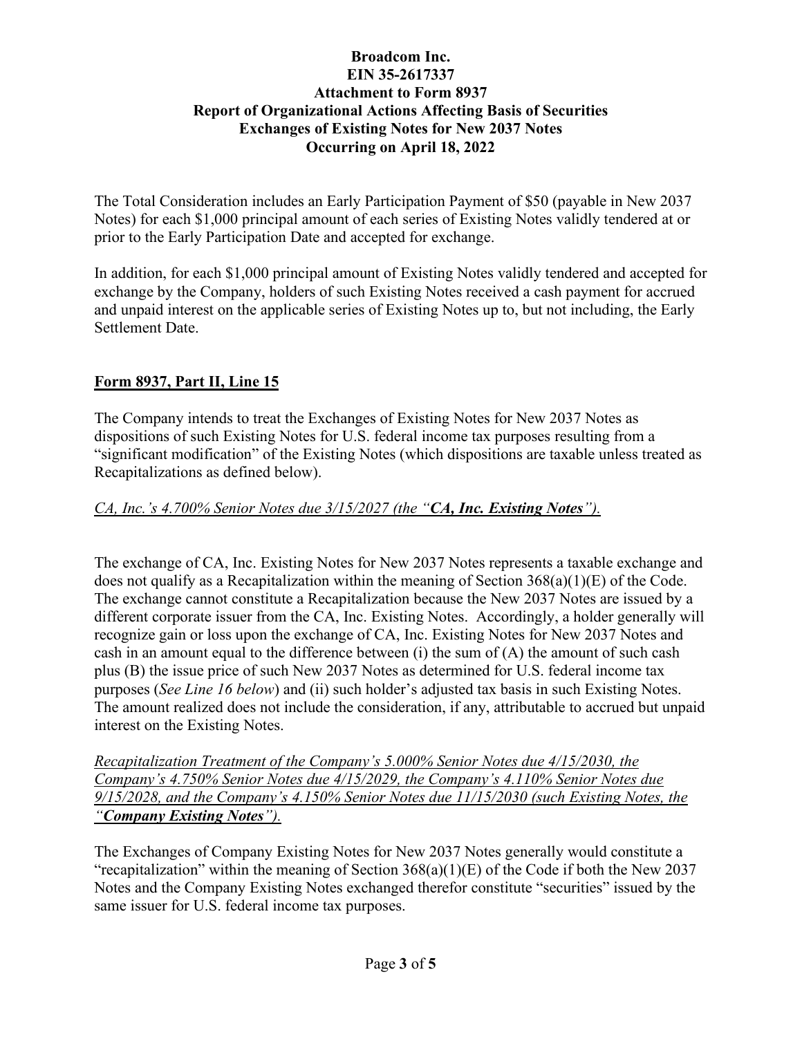The Total Consideration includes an Early Participation Payment of $50 (payable in New 2037 Notes) for each $1,000 principal amount of each series of Existing Notes validly tendered at or prior to the Early Participation Date and accepted for exchange.

In addition, for each $1,000 principal amount of Existing Notes validly tendered and accepted for exchange by the Company, holders of such Existing Notes received a cash payment for accrued and unpaid interest on the applicable series of Existing Notes up to, but not including, the Early Settlement Date.

## Form 8937, Part II, Line 15

The Company intends to treat the Exchanges of Existing Notes for New 2037 Notes as dispositions of such Existing Notes for U.S. federal income tax purposes resulting from a "significant modification" of the Existing Notes (which dispositions are taxable unless treated as Recapitalizations as defined below).

*CA, Inc.'s 4.700% Senior Notes due 3/15/2027 (the "**CA, Inc. Existing Notes**").*

The exchange of CA, Inc. Existing Notes for New 2037 Notes represents a taxable exchange and does not qualify as a Recapitalization within the meaning of Section 368(a)(1)(E) of the Code. The exchange cannot constitute a Recapitalization because the New 2037 Notes are issued by a different corporate issuer from the CA, Inc. Existing Notes. Accordingly, a holder generally will recognize gain or loss upon the exchange of CA, Inc. Existing Notes for New 2037 Notes and cash in an amount equal to the difference between (i) the sum of (A) the amount of such cash plus (B) the issue price of such New 2037 Notes as determined for U.S. federal income tax purposes (*See Line 16 below*) and (ii) such holder's adjusted tax basis in such Existing Notes. The amount realized does not include the consideration, if any, attributable to accrued but unpaid interest on the Existing Notes.

*Recapitalization Treatment of the Company's 5.000% Senior Notes due 4/15/2030, the Company's 4.750% Senior Notes due 4/15/2029, the Company's 4.110% Senior Notes due 9/15/2028, and the Company's 4.150% Senior Notes due 11/15/2030 (such Existing Notes, the "**Company Existing Notes**").*

The Exchanges of Company Existing Notes for New 2037 Notes generally would constitute a "recapitalization" within the meaning of Section 368(a)(1)(E) of the Code if both the New 2037 Notes and the Company Existing Notes exchanged therefor constitute "securities" issued by the same issuer for U.S. federal income tax purposes.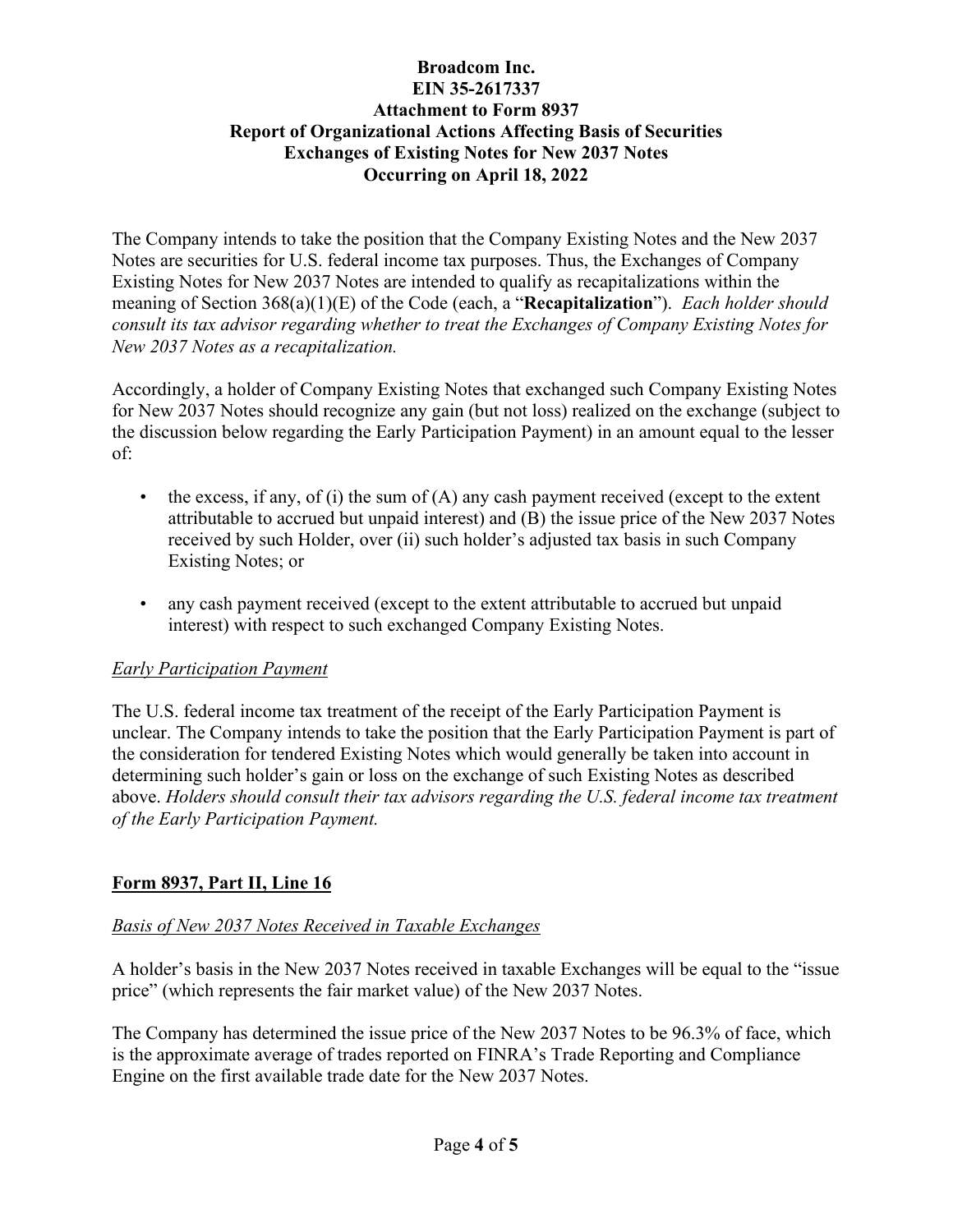**Broadcom Inc.**
**EIN 35-2617337**
**Attachment to Form 8937**
**Report of Organizational Actions Affecting Basis of Securities**
**Exchanges of Existing Notes for New 2037 Notes**
**Occurring on April 18, 2022**

The Company intends to take the position that the Company Existing Notes and the New 2037 Notes are securities for U.S. federal income tax purposes. Thus, the Exchanges of Company Existing Notes for New 2037 Notes are intended to qualify as recapitalizations within the meaning of Section 368(a)(1)(E) of the Code (each, a "**Recapitalization**"). *Each holder should consult its tax advisor regarding whether to treat the Exchanges of Company Existing Notes for New 2037 Notes as a recapitalization.*

Accordingly, a holder of Company Existing Notes that exchanged such Company Existing Notes for New 2037 Notes should recognize any gain (but not loss) realized on the exchange (subject to the discussion below regarding the Early Participation Payment) in an amount equal to the lesser of:

- the excess, if any, of (i) the sum of (A) any cash payment received (except to the extent attributable to accrued but unpaid interest) and (B) the issue price of the New 2037 Notes received by such Holder, over (ii) such holder's adjusted tax basis in such Company Existing Notes; or
- any cash payment received (except to the extent attributable to accrued but unpaid interest) with respect to such exchanged Company Existing Notes.

*Early Participation Payment*

The U.S. federal income tax treatment of the receipt of the Early Participation Payment is unclear. The Company intends to take the position that the Early Participation Payment is part of the consideration for tendered Existing Notes which would generally be taken into account in determining such holder's gain or loss on the exchange of such Existing Notes as described above. *Holders should consult their tax advisors regarding the U.S. federal income tax treatment of the Early Participation Payment.*

## Form 8937, Part II, Line 16

*Basis of New 2037 Notes Received in Taxable Exchanges*

A holder's basis in the New 2037 Notes received in taxable Exchanges will be equal to the "issue price" (which represents the fair market value) of the New 2037 Notes.

The Company has determined the issue price of the New 2037 Notes to be 96.3% of face, which is the approximate average of trades reported on FINRA's Trade Reporting and Compliance Engine on the first available trade date for the New 2037 Notes.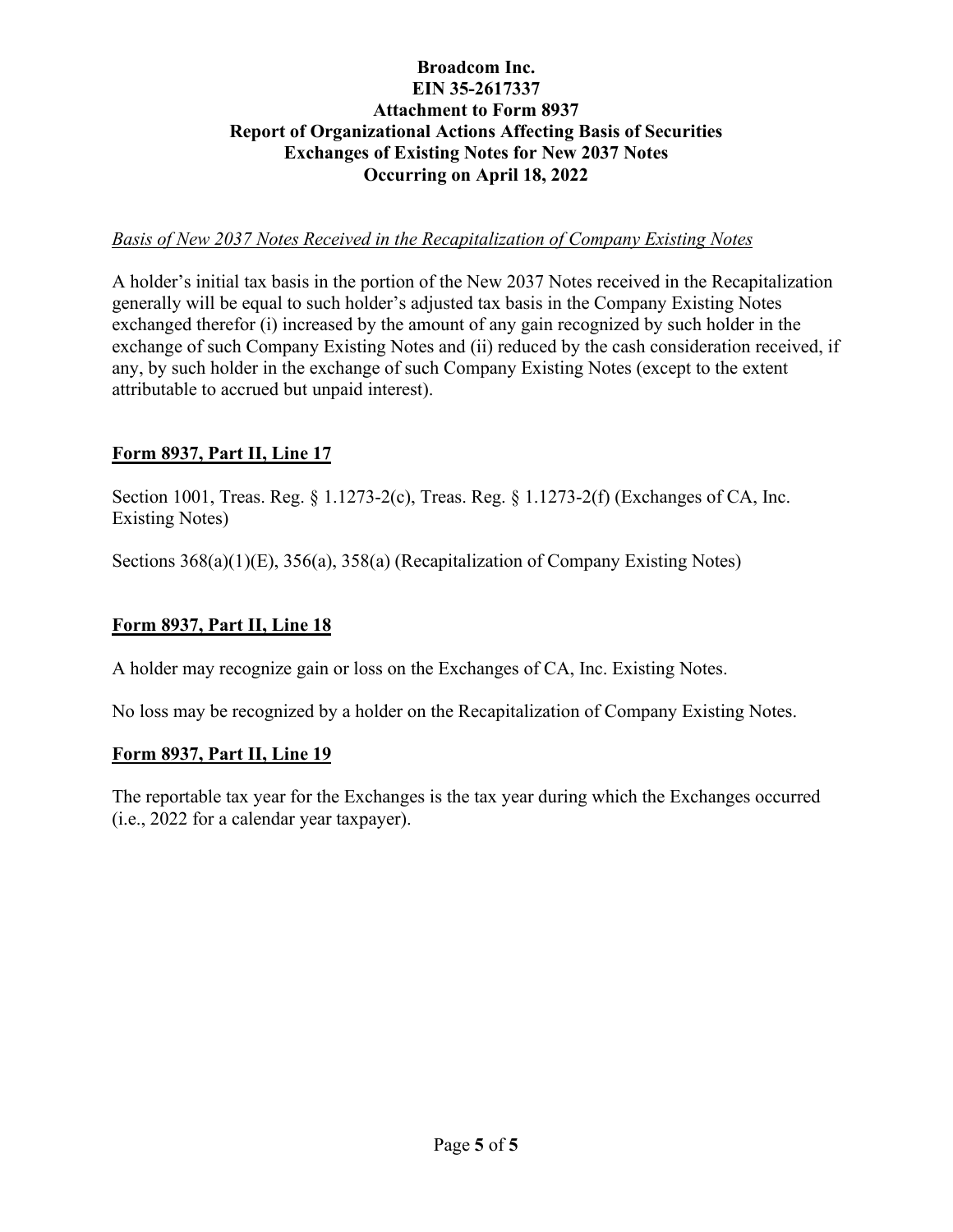**Broadcom Inc.**
**EIN 35-2617337**
**Attachment to Form 8937**
**Report of Organizational Actions Affecting Basis of Securities**
**Exchanges of Existing Notes for New 2037 Notes**
**Occurring on April 18, 2022**

*Basis of New 2037 Notes Received in the Recapitalization of Company Existing Notes*

A holder's initial tax basis in the portion of the New 2037 Notes received in the Recapitalization generally will be equal to such holder's adjusted tax basis in the Company Existing Notes exchanged therefor (i) increased by the amount of any gain recognized by such holder in the exchange of such Company Existing Notes and (ii) reduced by the cash consideration received, if any, by such holder in the exchange of such Company Existing Notes (except to the extent attributable to accrued but unpaid interest).

## Form 8937, Part II, Line 17

Section 1001, Treas. Reg. § 1.1273-2(c), Treas. Reg. § 1.1273-2(f) (Exchanges of CA, Inc. Existing Notes)

Sections 368(a)(1)(E), 356(a), 358(a) (Recapitalization of Company Existing Notes)

## Form 8937, Part II, Line 18

A holder may recognize gain or loss on the Exchanges of CA, Inc. Existing Notes.

No loss may be recognized by a holder on the Recapitalization of Company Existing Notes.

## Form 8937, Part II, Line 19

The reportable tax year for the Exchanges is the tax year during which the Exchanges occurred (i.e., 2022 for a calendar year taxpayer).